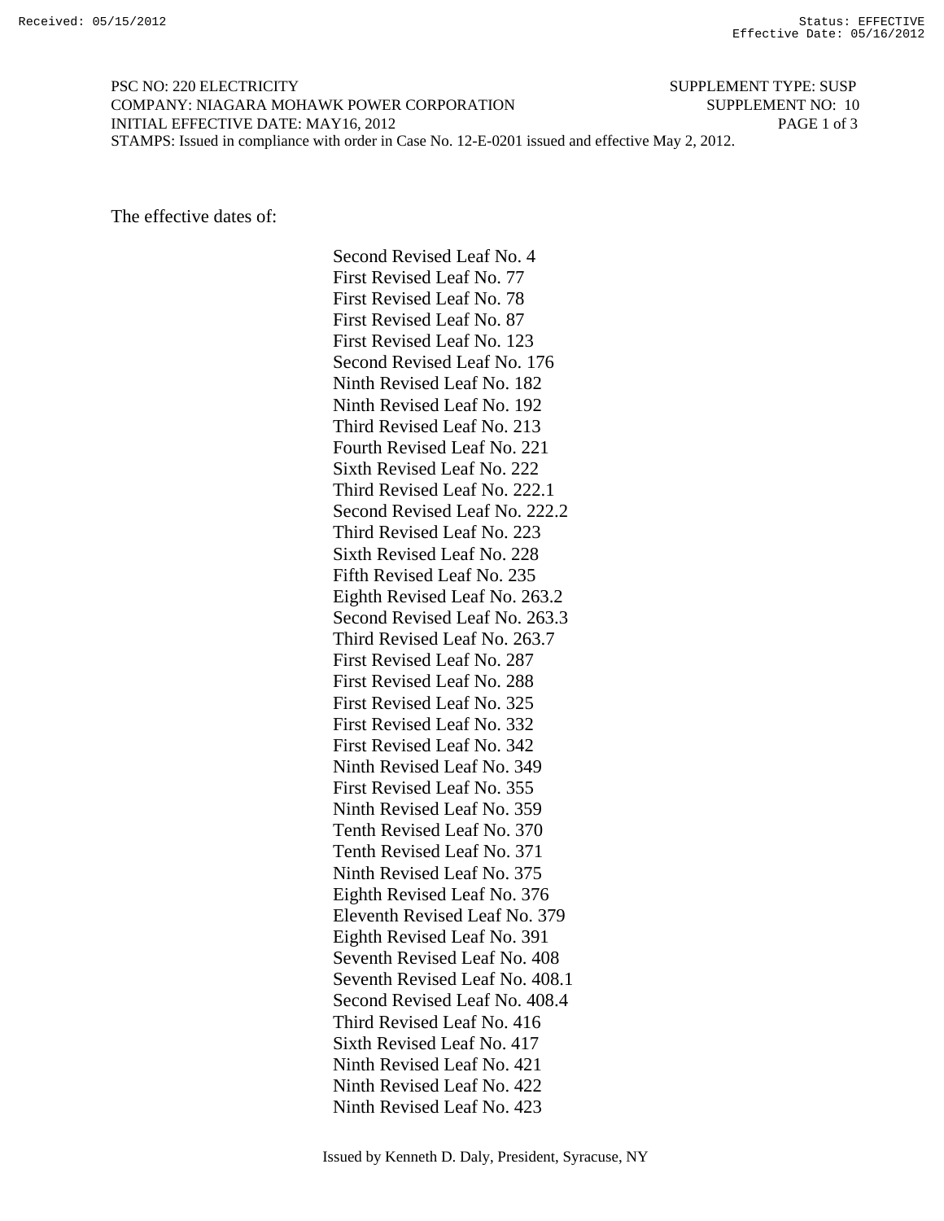PSC NO: 220 ELECTRICITY SUPPLEMENT TYPE: SUSP
COMPANY: NIAGARA MOHAWK POWER CORPORATION SUPPLEMENT NO: 10
INITIAL EFFECTIVE DATE: MAY16, 2012
STAMPS: Issued in compliance with order in Case No. 12-E-0201 issued and effective May 2, 2012.

The effective dates of:

Second Revised Leaf No. 4
First Revised Leaf No. 77
First Revised Leaf No. 78
First Revised Leaf No. 87
First Revised Leaf No. 123
Second Revised Leaf No. 176
Ninth Revised Leaf No. 182
Ninth Revised Leaf No. 192
Third Revised Leaf No. 213
Fourth Revised Leaf No. 221
Sixth Revised Leaf No. 222
Third Revised Leaf No. 222.1
Second Revised Leaf No. 222.2
Third Revised Leaf No. 223
Sixth Revised Leaf No. 228
Fifth Revised Leaf No. 235
Eighth Revised Leaf No. 263.2
Second Revised Leaf No. 263.3
Third Revised Leaf No. 263.7
First Revised Leaf No. 287
First Revised Leaf No. 288
First Revised Leaf No. 325
First Revised Leaf No. 332
First Revised Leaf No. 342
Ninth Revised Leaf No. 349
First Revised Leaf No. 355
Ninth Revised Leaf No. 359
Tenth Revised Leaf No. 370
Tenth Revised Leaf No. 371
Ninth Revised Leaf No. 375
Eighth Revised Leaf No. 376
Eleventh Revised Leaf No. 379
Eighth Revised Leaf No. 391
Seventh Revised Leaf No. 408
Seventh Revised Leaf No. 408.1
Second Revised Leaf No. 408.4
Third Revised Leaf No. 416
Sixth Revised Leaf No. 417
Ninth Revised Leaf No. 421
Ninth Revised Leaf No. 422
Ninth Revised Leaf No. 423

Issued by Kenneth D. Daly, President, Syracuse, NY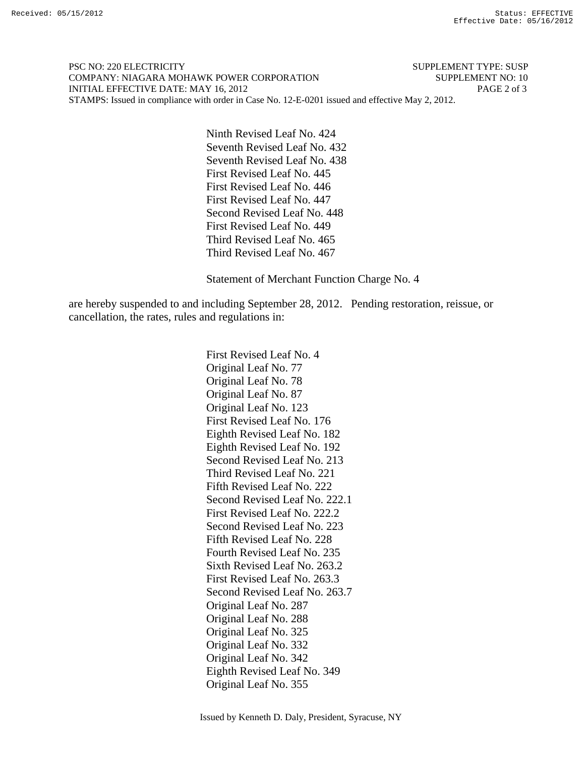PSC NO: 220 ELECTRICITY SUPPLEMENT TYPE: SUSP
COMPANY: NIAGARA MOHAWK POWER CORPORATION SUPPLEMENT NO: 10
INITIAL EFFECTIVE DATE: MAY 16, 2012
STAMPS: Issued in compliance with order in Case No. 12-E-0201 issued and effective May 2, 2012.

Ninth Revised Leaf No. 424
Seventh Revised Leaf No. 432
Seventh Revised Leaf No. 438
First Revised Leaf No. 445
First Revised Leaf No. 446
First Revised Leaf No. 447
Second Revised Leaf No. 448
First Revised Leaf No. 449
Third Revised Leaf No. 465
Third Revised Leaf No. 467

Statement of Merchant Function Charge No. 4

are hereby suspended to and including September 28, 2012. Pending restoration, reissue, or cancellation, the rates, rules and regulations in:

First Revised Leaf No. 4
Original Leaf No. 77
Original Leaf No. 78
Original Leaf No. 87
Original Leaf No. 123
First Revised Leaf No. 176
Eighth Revised Leaf No. 182
Eighth Revised Leaf No. 192
Second Revised Leaf No. 213
Third Revised Leaf No. 221
Fifth Revised Leaf No. 222
Second Revised Leaf No. 222.1
First Revised Leaf No. 222.2
Second Revised Leaf No. 223
Fifth Revised Leaf No. 228
Fourth Revised Leaf No. 235
Sixth Revised Leaf No. 263.2
First Revised Leaf No. 263.3
Second Revised Leaf No. 263.7
Original Leaf No. 287
Original Leaf No. 288
Original Leaf No. 325
Original Leaf No. 332
Original Leaf No. 342
Eighth Revised Leaf No. 349
Original Leaf No. 355

Issued by Kenneth D. Daly, President, Syracuse, NY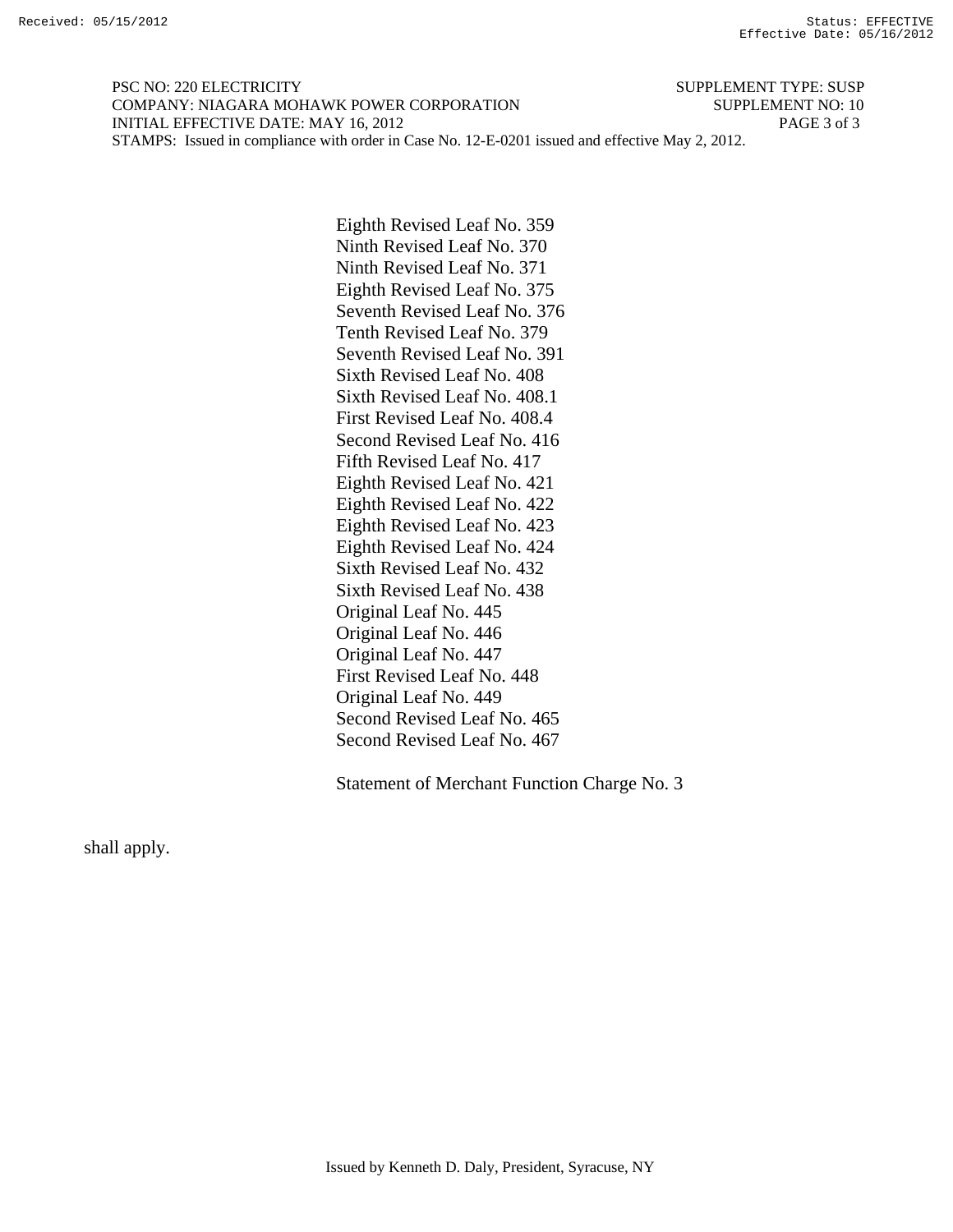PSC NO: 220 ELECTRICITY SUPPLEMENT TYPE: SUSP
COMPANY: NIAGARA MOHAWK POWER CORPORATION SUPPLEMENT NO: 10
INITIAL EFFECTIVE DATE: MAY 16, 2012
STAMPS: Issued in compliance with order in Case No. 12-E-0201 issued and effective May 2, 2012.

Eighth Revised Leaf No. 359
Ninth Revised Leaf No. 370
Ninth Revised Leaf No. 371
Eighth Revised Leaf No. 375
Seventh Revised Leaf No. 376
Tenth Revised Leaf No. 379
Seventh Revised Leaf No. 391
Sixth Revised Leaf No. 408
Sixth Revised Leaf No. 408.1
First Revised Leaf No. 408.4
Second Revised Leaf No. 416
Fifth Revised Leaf No. 417
Eighth Revised Leaf No. 421
Eighth Revised Leaf No. 422
Eighth Revised Leaf No. 423
Eighth Revised Leaf No. 424
Sixth Revised Leaf No. 432
Sixth Revised Leaf No. 438
Original Leaf No. 445
Original Leaf No. 446
Original Leaf No. 447
First Revised Leaf No. 448
Original Leaf No. 449
Second Revised Leaf No. 465
Second Revised Leaf No. 467

Statement of Merchant Function Charge No. 3

shall apply.

Issued by Kenneth D. Daly, President, Syracuse, NY